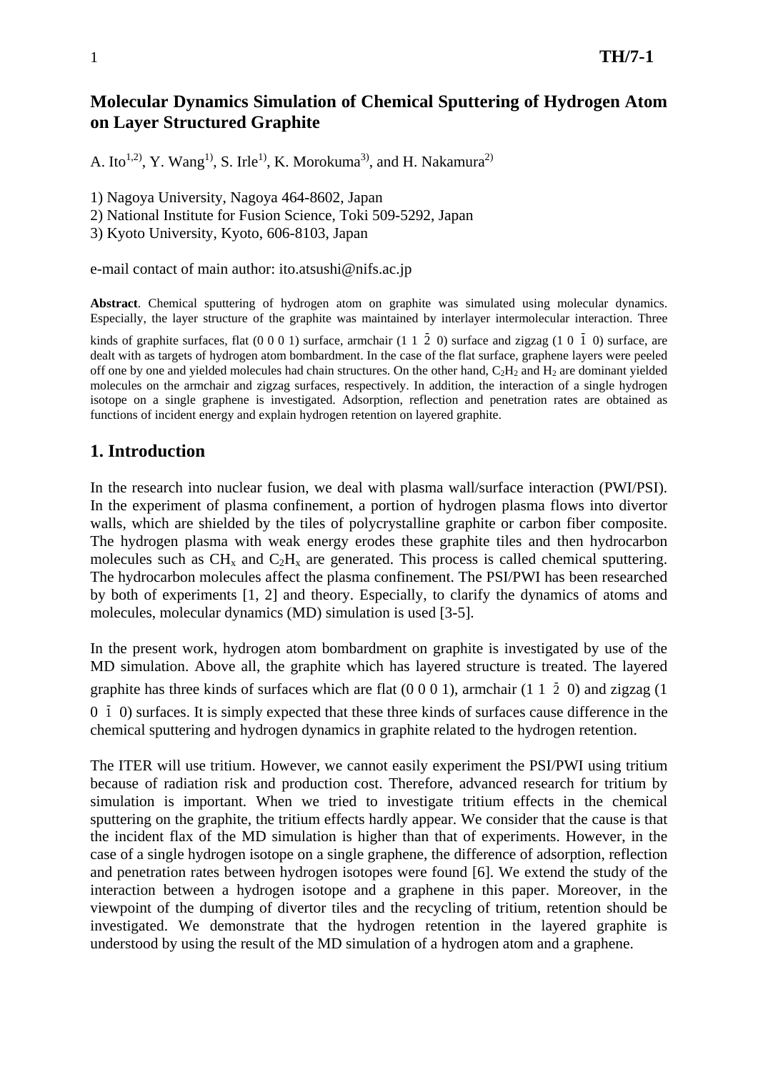# Molecular Dynamics Simulation of Chemical Sputtering of Hydrogen Atom on Layer Structured Graphite

A. Ito[1,2], Y. Wang[1], S. Irle[1], K. Morokuma[3], and H. Nakamura[2]

1) Nagoya University, Nagoya 464-8602, Japan
2) National Institute for Fusion Science, Toki 509-5292, Japan
3) Kyoto University, Kyoto, 606-8103, Japan

e-mail contact of main author: ito.atsushi@nifs.ac.jp

**Abstract**. Chemical sputtering of hydrogen atom on graphite was simulated using molecular dynamics. Especially, the layer structure of the graphite was maintained by interlayer intermolecular interaction. Three kinds of graphite surfaces, flat (0 0 0 1) surface, armchair (1 1 $\bar{2}$ 0) surface and zigzag (1 0 $\bar{1}$ 0) surface, are dealt with as targets of hydrogen atom bombardment. In the case of the flat surface, graphene layers were peeled off one by one and yielded molecules had chain structures. On the other hand, $C_2H_2$ and $H_2$ are dominant yielded molecules on the armchair and zigzag surfaces, respectively. In addition, the interaction of a single hydrogen isotope on a single graphene is investigated. Adsorption, reflection and penetration rates are obtained as functions of incident energy and explain hydrogen retention on layered graphite.

## 1. Introduction

In the research into nuclear fusion, we deal with plasma wall/surface interaction (PWI/PSI). In the experiment of plasma confinement, a portion of hydrogen plasma flows into divertor walls, which are shielded by the tiles of polycrystalline graphite or carbon fiber composite. The hydrogen plasma with weak energy erodes these graphite tiles and then hydrocarbon molecules such as $CH_x$ and $C_2H_x$ are generated. This process is called chemical sputtering. The hydrocarbon molecules affect the plasma confinement. The PSI/PWI has been researched by both of experiments [1, 2] and theory. Especially, to clarify the dynamics of atoms and molecules, molecular dynamics (MD) simulation is used [3-5].

In the present work, hydrogen atom bombardment on graphite is investigated by use of the MD simulation. Above all, the graphite which has layered structure is treated. The layered graphite has three kinds of surfaces which are flat (0 0 0 1), armchair (1 1 $\bar{2}$ 0) and zigzag (1 0 $\bar{1}$ 0) surfaces. It is simply expected that these three kinds of surfaces cause difference in the chemical sputtering and hydrogen dynamics in graphite related to the hydrogen retention.

The ITER will use tritium. However, we cannot easily experiment the PSI/PWI using tritium because of radiation risk and production cost. Therefore, advanced research for tritium by simulation is important. When we tried to investigate tritium effects in the chemical sputtering on the graphite, the tritium effects hardly appear. We consider that the cause is that the incident flax of the MD simulation is higher than that of experiments. However, in the case of a single hydrogen isotope on a single graphene, the difference of adsorption, reflection and penetration rates between hydrogen isotopes were found [6]. We extend the study of the interaction between a hydrogen isotope and a graphene in this paper. Moreover, in the viewpoint of the dumping of divertor tiles and the recycling of tritium, retention should be investigated. We demonstrate that the hydrogen retention in the layered graphite is understood by using the result of the MD simulation of a hydrogen atom and a graphene.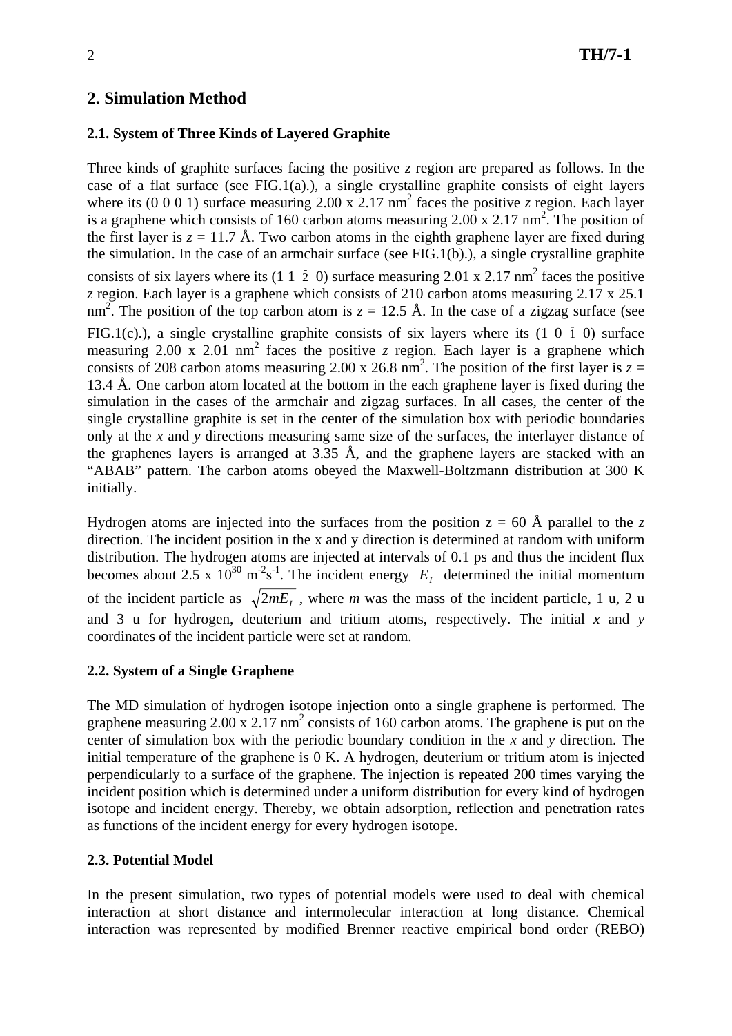## 2. Simulation Method

### 2.1. System of Three Kinds of Layered Graphite

Three kinds of graphite surfaces facing the positive *z* region are prepared as follows. In the case of a flat surface (see FIG.1(a).), a single crystalline graphite consists of eight layers where its (0 0 0 1) surface measuring 2.00 x 2.17 nm$^2$ faces the positive *z* region. Each layer is a graphene which consists of 160 carbon atoms measuring 2.00 x 2.17 nm$^2$. The position of the first layer is $z$ = 11.7 Å. Two carbon atoms in the eighth graphene layer are fixed during the simulation. In the case of an armchair surface (see FIG.1(b).), a single crystalline graphite consists of six layers where its (1 1 $\bar{2}$ 0) surface measuring 2.01 x 2.17 nm$^2$ faces the positive *z* region. Each layer is a graphene which consists of 210 carbon atoms measuring 2.17 x 25.1 nm$^2$. The position of the top carbon atom is $z$ = 12.5 Å. In the case of a zigzag surface (see FIG.1(c).), a single crystalline graphite consists of six layers where its (1 0 $\bar{1}$ 0) surface measuring 2.00 x 2.01 nm$^2$ faces the positive *z* region. Each layer is a graphene which consists of 208 carbon atoms measuring 2.00 x 26.8 nm$^2$. The position of the first layer is $z$ = 13.4 Å. One carbon atom located at the bottom in the each graphene layer is fixed during the simulation in the cases of the armchair and zigzag surfaces. In all cases, the center of the single crystalline graphite is set in the center of the simulation box with periodic boundaries only at the *x* and *y* directions measuring same size of the surfaces, the interlayer distance of the graphenes layers is arranged at 3.35 Å, and the graphene layers are stacked with an "ABAB" pattern. The carbon atoms obeyed the Maxwell-Boltzmann distribution at 300 K initially.

Hydrogen atoms are injected into the surfaces from the position z = 60 Å parallel to the *z* direction. The incident position in the x and y direction is determined at random with uniform distribution. The hydrogen atoms are injected at intervals of 0.1 ps and thus the incident flux becomes about 2.5 x 10$^{30}$ m$^{-2}$s$^{-1}$. The incident energy $E_I$ determined the initial momentum of the incident particle as $\sqrt{2mE_I}$, where *m* was the mass of the incident particle, 1 u, 2 u and 3 u for hydrogen, deuterium and tritium atoms, respectively. The initial *x* and *y* coordinates of the incident particle were set at random.

### 2.2. System of a Single Graphene

The MD simulation of hydrogen isotope injection onto a single graphene is performed. The graphene measuring 2.00 x 2.17 nm$^2$ consists of 160 carbon atoms. The graphene is put on the center of simulation box with the periodic boundary condition in the *x* and *y* direction. The initial temperature of the graphene is 0 K. A hydrogen, deuterium or tritium atom is injected perpendicularly to a surface of the graphene. The injection is repeated 200 times varying the incident position which is determined under a uniform distribution for every kind of hydrogen isotope and incident energy. Thereby, we obtain adsorption, reflection and penetration rates as functions of the incident energy for every hydrogen isotope.

### 2.3. Potential Model

In the present simulation, two types of potential models were used to deal with chemical interaction at short distance and intermolecular interaction at long distance. Chemical interaction was represented by modified Brenner reactive empirical bond order (REBO)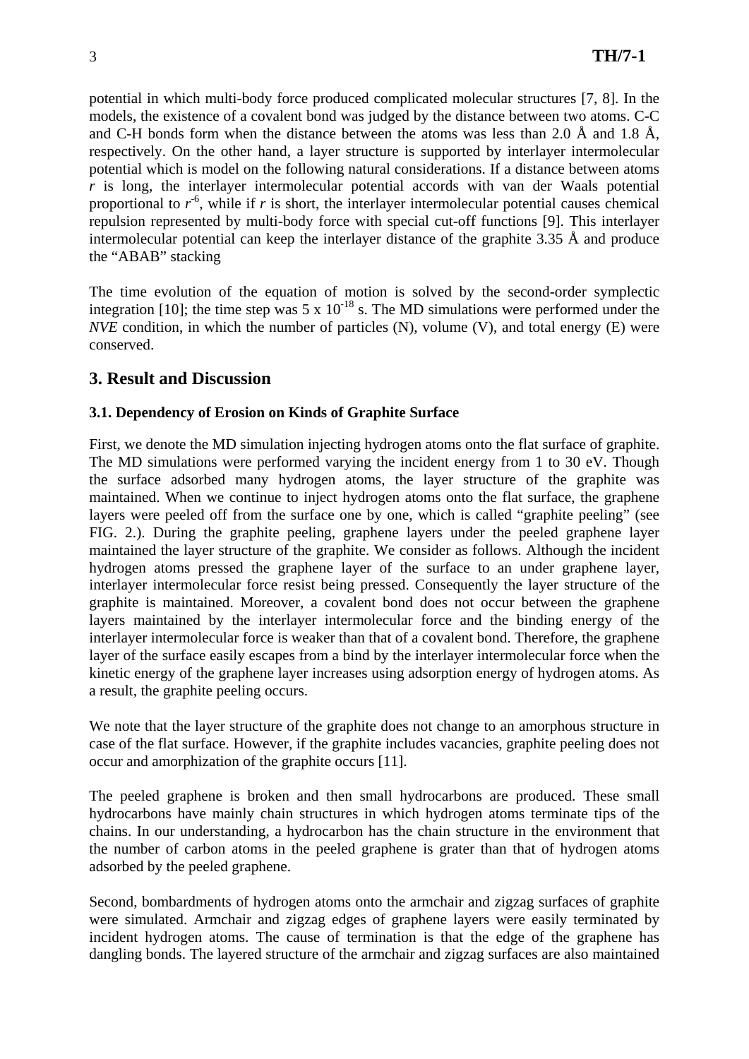potential in which multi-body force produced complicated molecular structures [7, 8]. In the models, the existence of a covalent bond was judged by the distance between two atoms. C-C and C-H bonds form when the distance between the atoms was less than 2.0 Å and 1.8 Å, respectively. On the other hand, a layer structure is supported by interlayer intermolecular potential which is model on the following natural considerations. If a distance between atoms $r$ is long, the interlayer intermolecular potential accords with van der Waals potential proportional to $r^{-6}$, while if $r$ is short, the interlayer intermolecular potential causes chemical repulsion represented by multi-body force with special cut-off functions [9]. This interlayer intermolecular potential can keep the interlayer distance of the graphite 3.35 Å and produce the "ABAB" stacking

The time evolution of the equation of motion is solved by the second-order symplectic integration [10]; the time step was $5 \times 10^{-18}$ s. The MD simulations were performed under the *NVE* condition, in which the number of particles (N), volume (V), and total energy (E) were conserved.

## 3. Result and Discussion

### 3.1. Dependency of Erosion on Kinds of Graphite Surface

First, we denote the MD simulation injecting hydrogen atoms onto the flat surface of graphite. The MD simulations were performed varying the incident energy from 1 to 30 eV. Though the surface adsorbed many hydrogen atoms, the layer structure of the graphite was maintained. When we continue to inject hydrogen atoms onto the flat surface, the graphene layers were peeled off from the surface one by one, which is called "graphite peeling" (see FIG. 2.). During the graphite peeling, graphene layers under the peeled graphene layer maintained the layer structure of the graphite. We consider as follows. Although the incident hydrogen atoms pressed the graphene layer of the surface to an under graphene layer, interlayer intermolecular force resist being pressed. Consequently the layer structure of the graphite is maintained. Moreover, a covalent bond does not occur between the graphene layers maintained by the interlayer intermolecular force and the binding energy of the interlayer intermolecular force is weaker than that of a covalent bond. Therefore, the graphene layer of the surface easily escapes from a bind by the interlayer intermolecular force when the kinetic energy of the graphene layer increases using adsorption energy of hydrogen atoms. As a result, the graphite peeling occurs.

We note that the layer structure of the graphite does not change to an amorphous structure in case of the flat surface. However, if the graphite includes vacancies, graphite peeling does not occur and amorphization of the graphite occurs [11].

The peeled graphene is broken and then small hydrocarbons are produced. These small hydrocarbons have mainly chain structures in which hydrogen atoms terminate tips of the chains. In our understanding, a hydrocarbon has the chain structure in the environment that the number of carbon atoms in the peeled graphene is grater than that of hydrogen atoms adsorbed by the peeled graphene.

Second, bombardments of hydrogen atoms onto the armchair and zigzag surfaces of graphite were simulated. Armchair and zigzag edges of graphene layers were easily terminated by incident hydrogen atoms. The cause of termination is that the edge of the graphene has dangling bonds. The layered structure of the armchair and zigzag surfaces are also maintained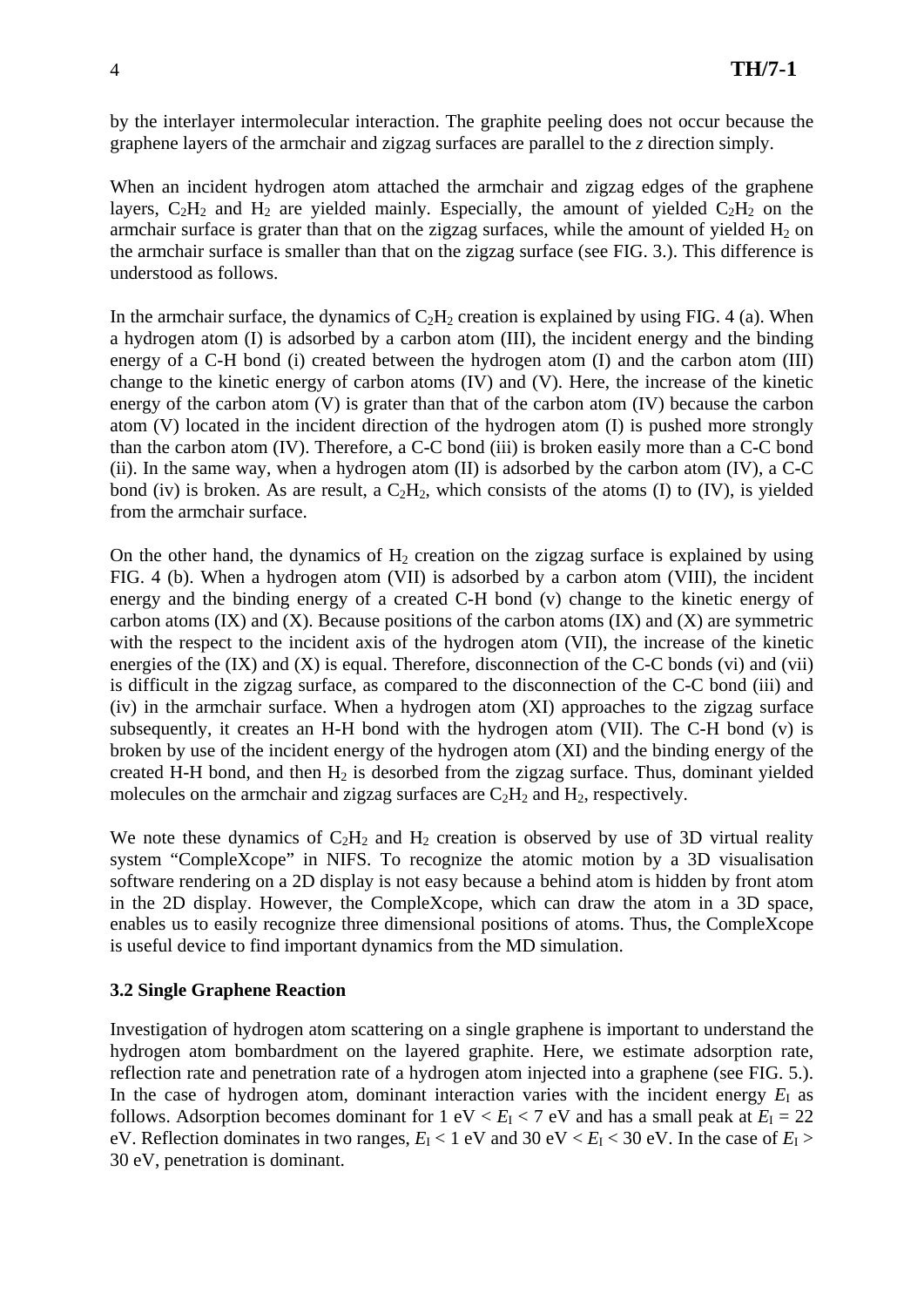by the interlayer intermolecular interaction. The graphite peeling does not occur because the graphene layers of the armchair and zigzag surfaces are parallel to the *z* direction simply.

When an incident hydrogen atom attached the armchair and zigzag edges of the graphene layers, $C_2H_2$ and $H_2$ are yielded mainly. Especially, the amount of yielded $C_2H_2$ on the armchair surface is grater than that on the zigzag surfaces, while the amount of yielded $H_2$ on the armchair surface is smaller than that on the zigzag surface (see FIG. 3.). This difference is understood as follows.

In the armchair surface, the dynamics of $C_2H_2$ creation is explained by using FIG. 4 (a). When a hydrogen atom (I) is adsorbed by a carbon atom (III), the incident energy and the binding energy of a C-H bond (i) created between the hydrogen atom (I) and the carbon atom (III) change to the kinetic energy of carbon atoms (IV) and (V). Here, the increase of the kinetic energy of the carbon atom (V) is grater than that of the carbon atom (IV) because the carbon atom (V) located in the incident direction of the hydrogen atom (I) is pushed more strongly than the carbon atom (IV). Therefore, a C-C bond (iii) is broken easily more than a C-C bond (ii). In the same way, when a hydrogen atom (II) is adsorbed by the carbon atom (IV), a C-C bond (iv) is broken. As are result, a $C_2H_2$, which consists of the atoms (I) to (IV), is yielded from the armchair surface.

On the other hand, the dynamics of $H_2$ creation on the zigzag surface is explained by using FIG. 4 (b). When a hydrogen atom (VII) is adsorbed by a carbon atom (VIII), the incident energy and the binding energy of a created C-H bond (v) change to the kinetic energy of carbon atoms (IX) and (X). Because positions of the carbon atoms (IX) and (X) are symmetric with the respect to the incident axis of the hydrogen atom (VII), the increase of the kinetic energies of the (IX) and (X) is equal. Therefore, disconnection of the C-C bonds (vi) and (vii) is difficult in the zigzag surface, as compared to the disconnection of the C-C bond (iii) and (iv) in the armchair surface. When a hydrogen atom (XI) approaches to the zigzag surface subsequently, it creates an H-H bond with the hydrogen atom (VII). The C-H bond (v) is broken by use of the incident energy of the hydrogen atom (XI) and the binding energy of the created H-H bond, and then $H_2$ is desorbed from the zigzag surface. Thus, dominant yielded molecules on the armchair and zigzag surfaces are $C_2H_2$ and $H_2$, respectively.

We note these dynamics of $C_2H_2$ and $H_2$ creation is observed by use of 3D virtual reality system "CompleXcope" in NIFS. To recognize the atomic motion by a 3D visualisation software rendering on a 2D display is not easy because a behind atom is hidden by front atom in the 2D display. However, the CompleXcope, which can draw the atom in a 3D space, enables us to easily recognize three dimensional positions of atoms. Thus, the CompleXcope is useful device to find important dynamics from the MD simulation.

### 3.2 Single Graphene Reaction

Investigation of hydrogen atom scattering on a single graphene is important to understand the hydrogen atom bombardment on the layered graphite. Here, we estimate adsorption rate, reflection rate and penetration rate of a hydrogen atom injected into a graphene (see FIG. 5.). In the case of hydrogen atom, dominant interaction varies with the incident energy $E_I$ as follows. Adsorption becomes dominant for 1 eV < $E_I$ < 7 eV and has a small peak at $E_I$ = 22 eV. Reflection dominates in two ranges, $E_I$ < 1 eV and 30 eV < $E_I$ < 30 eV. In the case of $E_I$ > 30 eV, penetration is dominant.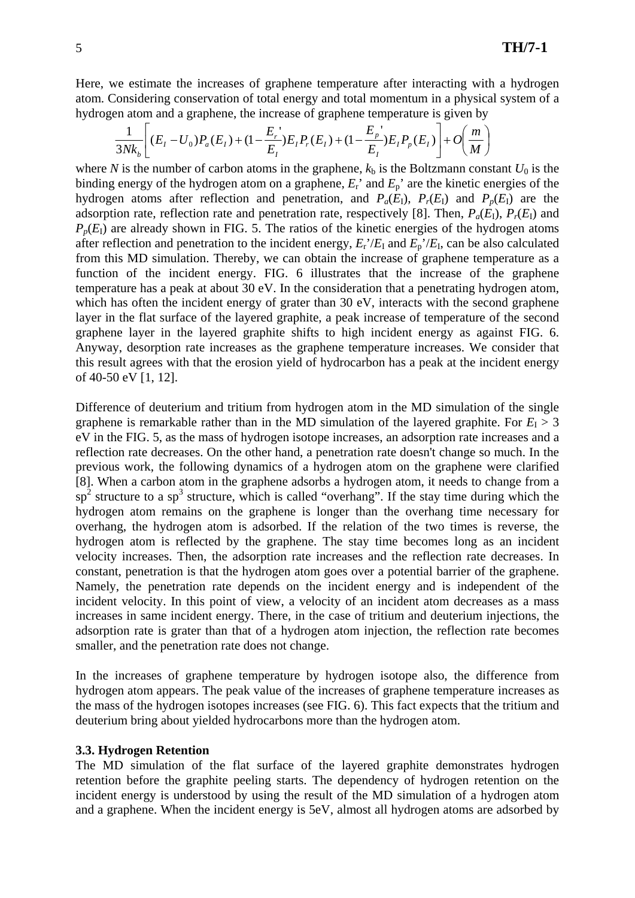Here, we estimate the increases of graphene temperature after interacting with a hydrogen atom. Considering conservation of total energy and total momentum in a physical system of a hydrogen atom and a graphene, the increase of graphene temperature is given by

$$\frac{1}{3Nk_b}\left[(E_I - U_0)P_a(E_I) + (1-\frac{E_r'}{E_I})E_I P_r(E_I) + (1-\frac{E_p'}{E_I})E_I P_p(E_I)\right] + O\left(\frac{m}{M}\right)$$

where $N$ is the number of carbon atoms in the graphene, $k_b$ is the Boltzmann constant $U_0$ is the binding energy of the hydrogen atom on a graphene, $E_r$' and $E_p$' are the kinetic energies of the hydrogen atoms after reflection and penetration, and $P_a(E_I)$, $P_r(E_I)$ and $P_p(E_I)$ are the adsorption rate, reflection rate and penetration rate, respectively [8]. Then, $P_a(E_I)$, $P_r(E_I)$ and $P_p(E_I)$ are already shown in FIG. 5. The ratios of the kinetic energies of the hydrogen atoms after reflection and penetration to the incident energy, $E_r'/E_I$ and $E_p'/E_I$, can be also calculated from this MD simulation. Thereby, we can obtain the increase of graphene temperature as a function of the incident energy. FIG. 6 illustrates that the increase of the graphene temperature has a peak at about 30 eV. In the consideration that a penetrating hydrogen atom, which has often the incident energy of grater than 30 eV, interacts with the second graphene layer in the flat surface of the layered graphite, a peak increase of temperature of the second graphene layer in the layered graphite shifts to high incident energy as against FIG. 6. Anyway, desorption rate increases as the graphene temperature increases. We consider that this result agrees with that the erosion yield of hydrocarbon has a peak at the incident energy of 40-50 eV [1, 12].

Difference of deuterium and tritium from hydrogen atom in the MD simulation of the single graphene is remarkable rather than in the MD simulation of the layered graphite. For $E_I > 3$ eV in the FIG. 5, as the mass of hydrogen isotope increases, an adsorption rate increases and a reflection rate decreases. On the other hand, a penetration rate doesn't change so much. In the previous work, the following dynamics of a hydrogen atom on the graphene were clarified [8]. When a carbon atom in the graphene adsorbs a hydrogen atom, it needs to change from a $sp^2$ structure to a $sp^3$ structure, which is called "overhang". If the stay time during which the hydrogen atom remains on the graphene is longer than the overhang time necessary for overhang, the hydrogen atom is adsorbed. If the relation of the two times is reverse, the hydrogen atom is reflected by the graphene. The stay time becomes long as an incident velocity increases. Then, the adsorption rate increases and the reflection rate decreases. In constant, penetration is that the hydrogen atom goes over a potential barrier of the graphene. Namely, the penetration rate depends on the incident energy and is independent of the incident velocity. In this point of view, a velocity of an incident atom decreases as a mass increases in same incident energy. There, in the case of tritium and deuterium injections, the adsorption rate is grater than that of a hydrogen atom injection, the reflection rate becomes smaller, and the penetration rate does not change.

In the increases of graphene temperature by hydrogen isotope also, the difference from hydrogen atom appears. The peak value of the increases of graphene temperature increases as the mass of the hydrogen isotopes increases (see FIG. 6). This fact expects that the tritium and deuterium bring about yielded hydrocarbons more than the hydrogen atom.

### 3.3. Hydrogen Retention

The MD simulation of the flat surface of the layered graphite demonstrates hydrogen retention before the graphite peeling starts. The dependency of hydrogen retention on the incident energy is understood by using the result of the MD simulation of a hydrogen atom and a graphene. When the incident energy is 5eV, almost all hydrogen atoms are adsorbed by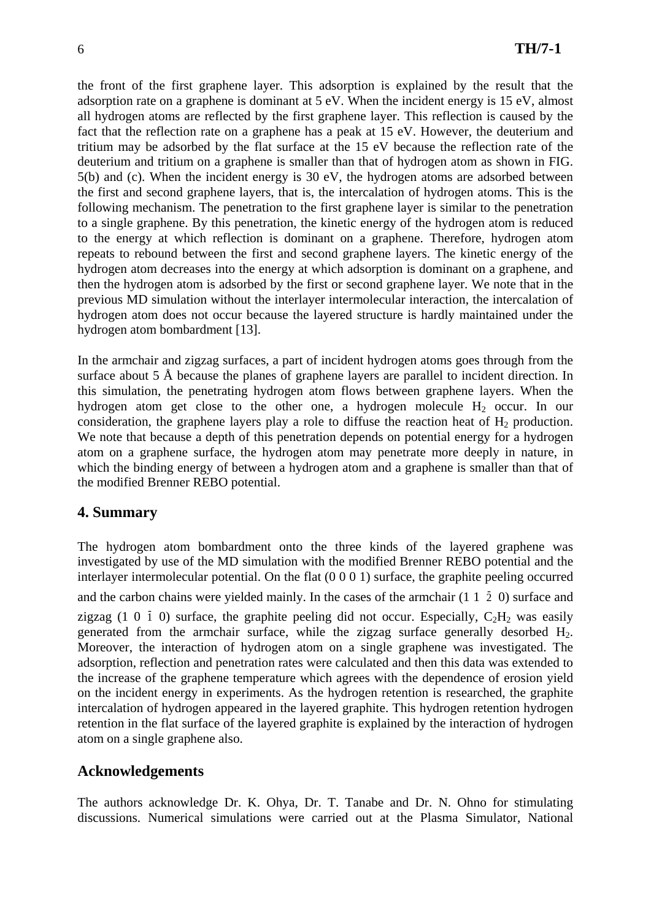the front of the first graphene layer. This adsorption is explained by the result that the adsorption rate on a graphene is dominant at 5 eV. When the incident energy is 15 eV, almost all hydrogen atoms are reflected by the first graphene layer. This reflection is caused by the fact that the reflection rate on a graphene has a peak at 15 eV. However, the deuterium and tritium may be adsorbed by the flat surface at the 15 eV because the reflection rate of the deuterium and tritium on a graphene is smaller than that of hydrogen atom as shown in FIG. 5(b) and (c). When the incident energy is 30 eV, the hydrogen atoms are adsorbed between the first and second graphene layers, that is, the intercalation of hydrogen atoms. This is the following mechanism. The penetration to the first graphene layer is similar to the penetration to a single graphene. By this penetration, the kinetic energy of the hydrogen atom is reduced to the energy at which reflection is dominant on a graphene. Therefore, hydrogen atom repeats to rebound between the first and second graphene layers. The kinetic energy of the hydrogen atom decreases into the energy at which adsorption is dominant on a graphene, and then the hydrogen atom is adsorbed by the first or second graphene layer. We note that in the previous MD simulation without the interlayer intermolecular interaction, the intercalation of hydrogen atom does not occur because the layered structure is hardly maintained under the hydrogen atom bombardment [13].

In the armchair and zigzag surfaces, a part of incident hydrogen atoms goes through from the surface about 5 Å because the planes of graphene layers are parallel to incident direction. In this simulation, the penetrating hydrogen atom flows between graphene layers. When the hydrogen atom get close to the other one, a hydrogen molecule $H_2$ occur. In our consideration, the graphene layers play a role to diffuse the reaction heat of $H_2$ production. We note that because a depth of this penetration depends on potential energy for a hydrogen atom on a graphene surface, the hydrogen atom may penetrate more deeply in nature, in which the binding energy of between a hydrogen atom and a graphene is smaller than that of the modified Brenner REBO potential.

## 4. Summary

The hydrogen atom bombardment onto the three kinds of the layered graphene was investigated by use of the MD simulation with the modified Brenner REBO potential and the interlayer intermolecular potential. On the flat (0 0 0 1) surface, the graphite peeling occurred and the carbon chains were yielded mainly. In the cases of the armchair ($1\ 1\ \bar{2}\ 0$) surface and zigzag ($1\ 0\ \bar{1}\ 0$) surface, the graphite peeling did not occur. Especially, $C_2H_2$ was easily generated from the armchair surface, while the zigzag surface generally desorbed $H_2$. Moreover, the interaction of hydrogen atom on a single graphene was investigated. The adsorption, reflection and penetration rates were calculated and then this data was extended to the increase of the graphene temperature which agrees with the dependence of erosion yield on the incident energy in experiments. As the hydrogen retention is researched, the graphite intercalation of hydrogen appeared in the layered graphite. This hydrogen retention hydrogen retention in the flat surface of the layered graphite is explained by the interaction of hydrogen atom on a single graphene also.

## Acknowledgements

The authors acknowledge Dr. K. Ohya, Dr. T. Tanabe and Dr. N. Ohno for stimulating discussions. Numerical simulations were carried out at the Plasma Simulator, National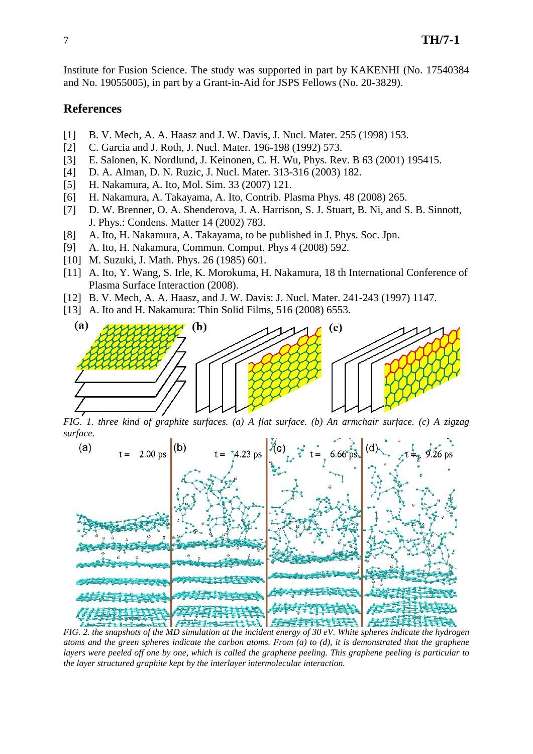Institute for Fusion Science. The study was supported in part by KAKENHI (No. 17540384 and No. 19055005), in part by a Grant-in-Aid for JSPS Fellows (No. 20-3829).

## References

- [1] B. V. Mech, A. A. Haasz and J. W. Davis, J. Nucl. Mater. 255 (1998) 153.
- [2] C. Garcia and J. Roth, J. Nucl. Mater. 196-198 (1992) 573.
- [3] E. Salonen, K. Nordlund, J. Keinonen, C. H. Wu, Phys. Rev. B 63 (2001) 195415.
- [4] D. A. Alman, D. N. Ruzic, J. Nucl. Mater. 313-316 (2003) 182.
- [5] H. Nakamura, A. Ito, Mol. Sim. 33 (2007) 121.
- [6] H. Nakamura, A. Takayama, A. Ito, Contrib. Plasma Phys. 48 (2008) 265.
- [7] D. W. Brenner, O. A. Shenderova, J. A. Harrison, S. J. Stuart, B. Ni, and S. B. Sinnott, J. Phys.: Condens. Matter 14 (2002) 783.
- [8] A. Ito, H. Nakamura, A. Takayama, to be published in J. Phys. Soc. Jpn.
- [9] A. Ito, H. Nakamura, Commun. Comput. Phys 4 (2008) 592.
- [10] M. Suzuki, J. Math. Phys. 26 (1985) 601.
- [11] A. Ito, Y. Wang, S. Irle, K. Morokuma, H. Nakamura, 18 th International Conference of Plasma Surface Interaction (2008).
- [12] B. V. Mech, A. A. Haasz, and J. W. Davis: J. Nucl. Mater. 241-243 (1997) 1147.
- [13] A. Ito and H. Nakamura: Thin Solid Films, 516 (2008) 6553.

*FIG. 1. three kind of graphite surfaces. (a) A flat surface. (b) An armchair surface. (c) A zigzag surface.*

*FIG. 2. the snapshots of the MD simulation at the incident energy of 30 eV. White spheres indicate the hydrogen atoms and the green spheres indicate the carbon atoms. From (a) to (d), it is demonstrated that the graphene layers were peeled off one by one, which is called the graphene peeling. This graphene peeling is particular to the layer structured graphite kept by the interlayer intermolecular interaction.*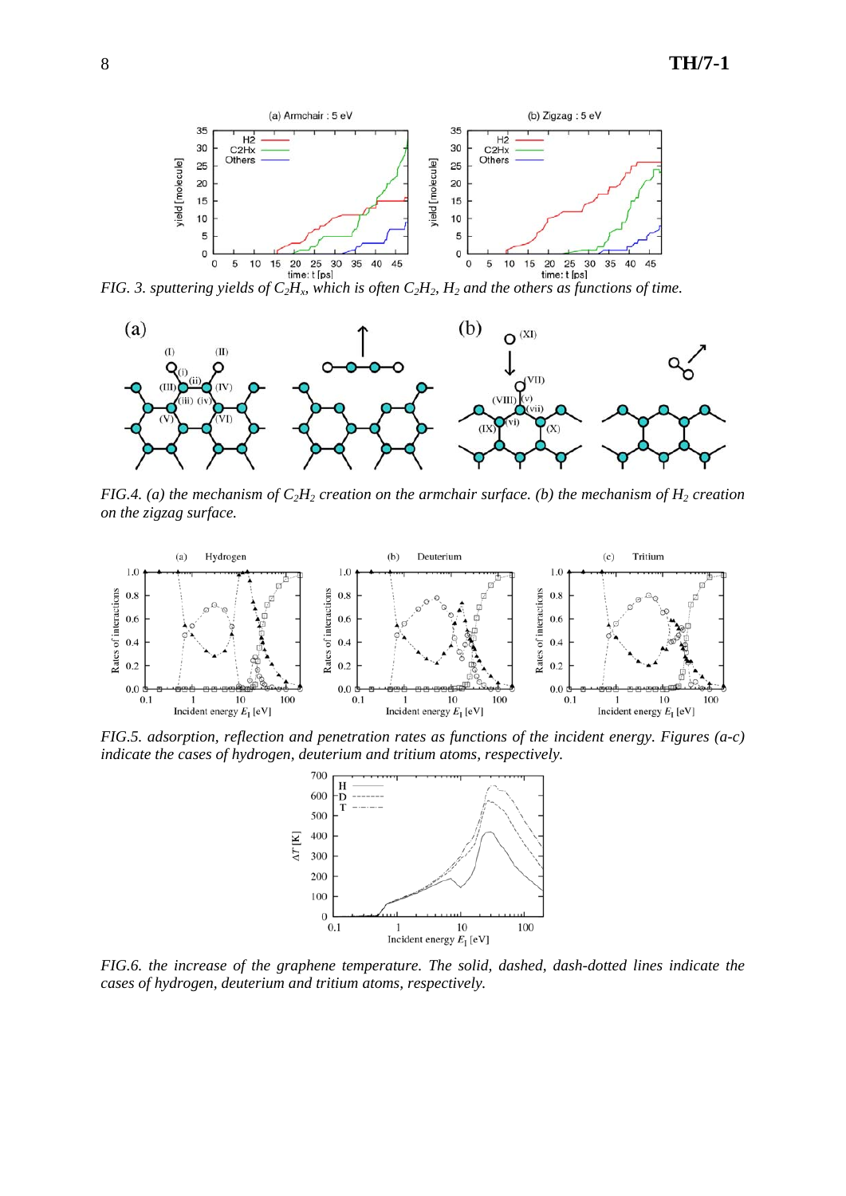(a) Armchair : 5 eV

(b) Zigzag : 5 eV

H2
C2Hx
Others

yield [molecule]

time: t [ps]

*FIG. 3. sputtering yields of $C_2H_x$, which is often $C_2H_2$, $H_2$ and the others as functions of time.*

(a) (I) (II) (i) (ii) (III) (IV) (iii) (iv) (V) (VI)

(b) (XI) (VII) (VIII) (v) (vii) (vi) (IX) (X)

*FIG.4. (a) the mechanism of $C_2H_2$ creation on the armchair surface. (b) the mechanism of $H_2$ creation on the zigzag surface.*

(a) Hydrogen

(b) Deuterium

(c) Tritium

Rates of interactions

Incident energy $E_I$ [eV]

*FIG.5. adsorption, reflection and penetration rates as functions of the incident energy. Figures (a-c) indicate the cases of hydrogen, deuterium and tritium atoms, respectively.*

H
D
T

$\Delta T$ [K]

Incident energy $E_I$ [eV]

*FIG.6. the increase of the graphene temperature. The solid, dashed, dash-dotted lines indicate the cases of hydrogen, deuterium and tritium atoms, respectively.*